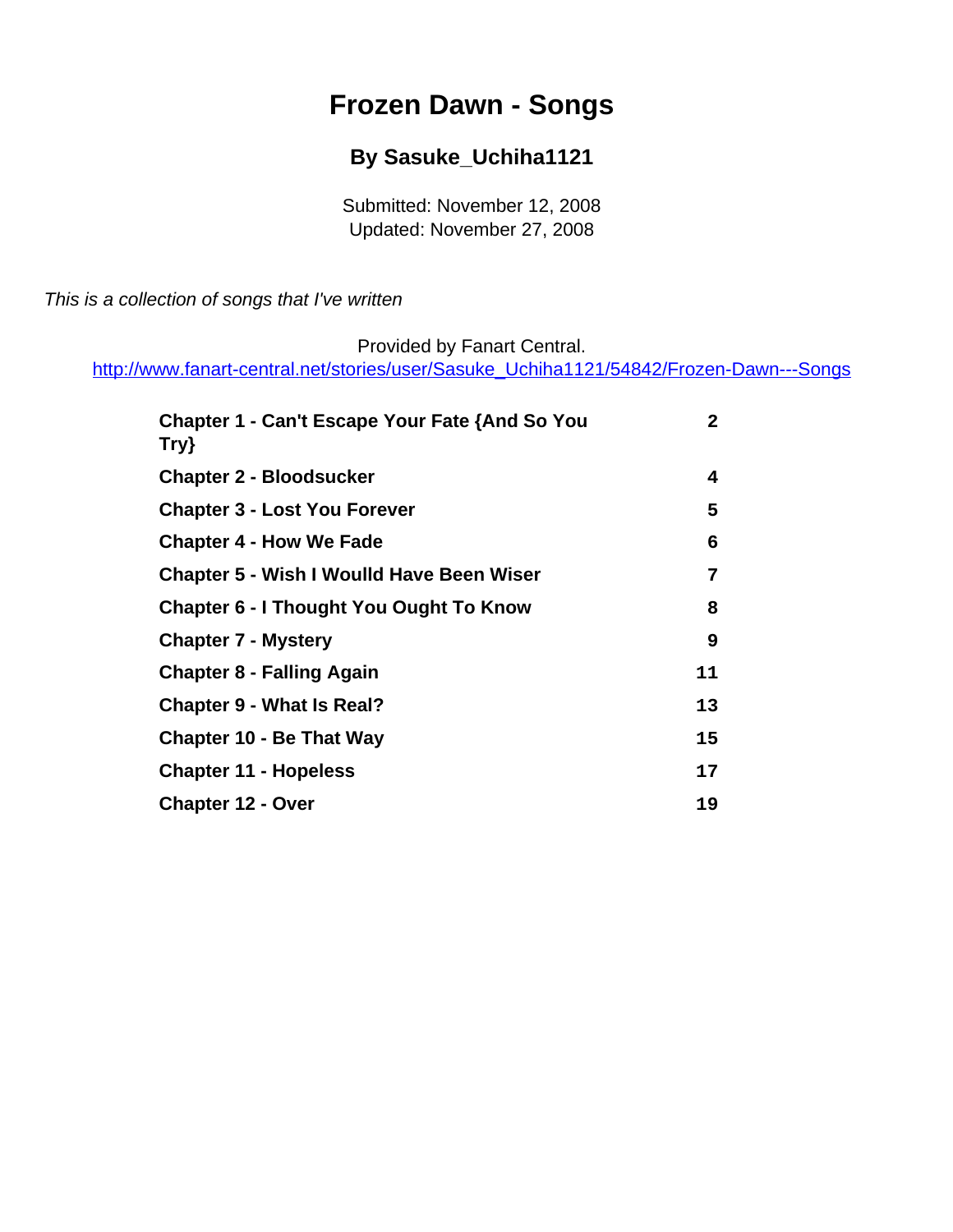# Frozen Dawn - Songs

## By Sasuke_Uchiha1121

Submitted: November 12, 2008
Updated: November 27, 2008

*This is a collection of songs that I've written*

Provided by Fanart Central.
http://www.fanart-central.net/stories/user/Sasuke_Uchiha1121/54842/Frozen-Dawn---Songs

| | |
|---|---|
| **Chapter 1 - Can't Escape Your Fate {And So You Try}** | **2** |
| **Chapter 2 - Bloodsucker** | **4** |
| **Chapter 3 - Lost You Forever** | **5** |
| **Chapter 4 - How We Fade** | **6** |
| **Chapter 5 - Wish I Woulld Have Been Wiser** | **7** |
| **Chapter 6 - I Thought You Ought To Know** | **8** |
| **Chapter 7 - Mystery** | **9** |
| **Chapter 8 - Falling Again** | **11** |
| **Chapter 9 - What Is Real?** | **13** |
| **Chapter 10 - Be That Way** | **15** |
| **Chapter 11 - Hopeless** | **17** |
| **Chapter 12 - Over** | **19** |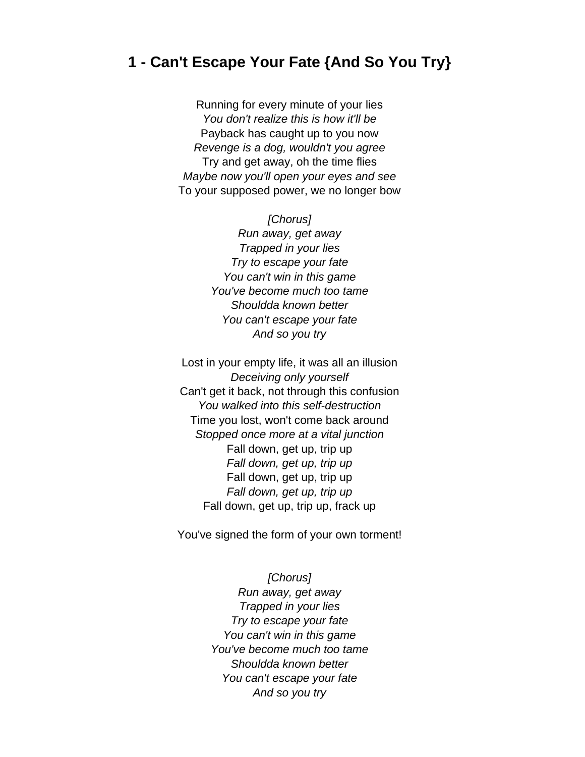## 1 - Can't Escape Your Fate {And So You Try}

Running for every minute of your lies
*You don't realize this is how it'll be*
Payback has caught up to you now
*Revenge is a dog, wouldn't you agree*
Try and get away, oh the time flies
*Maybe now you'll open your eyes and see*
To your supposed power, we no longer bow

*[Chorus]*
*Run away, get away*
*Trapped in your lies*
*Try to escape your fate*
*You can't win in this game*
*You've become much too tame*
*Shouldda known better*
*You can't escape your fate*
*And so you try*

Lost in your empty life, it was all an illusion
*Deceiving only yourself*
Can't get it back, not through this confusion
*You walked into this self-destruction*
Time you lost, won't come back around
*Stopped once more at a vital junction*
Fall down, get up, trip up
*Fall down, get up, trip up*
Fall down, get up, trip up
*Fall down, get up, trip up*
Fall down, get up, trip up, frack up

You've signed the form of your own torment!

*[Chorus]*
*Run away, get away*
*Trapped in your lies*
*Try to escape your fate*
*You can't win in this game*
*You've become much too tame*
*Shouldda known better*
*You can't escape your fate*
*And so you try*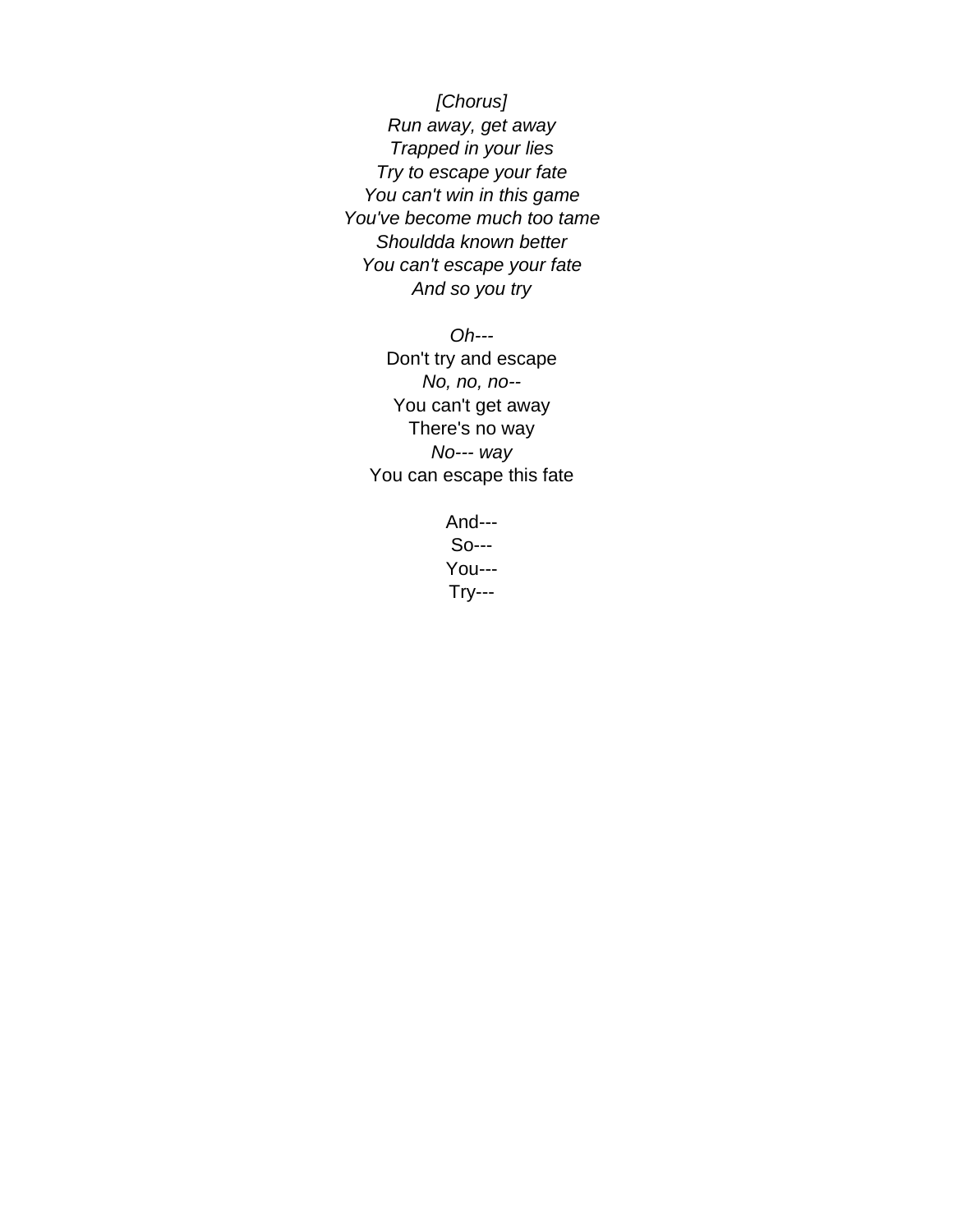*[Chorus]*
*Run away, get away*
*Trapped in your lies*
*Try to escape your fate*
*You can't win in this game*
*You've become much too tame*
*Shouldda known better*
*You can't escape your fate*
*And so you try*

*Oh---*
Don't try and escape
*No, no, no--*
You can't get away
There's no way
*No--- way*
You can escape this fate

And---
So---
You---
Try---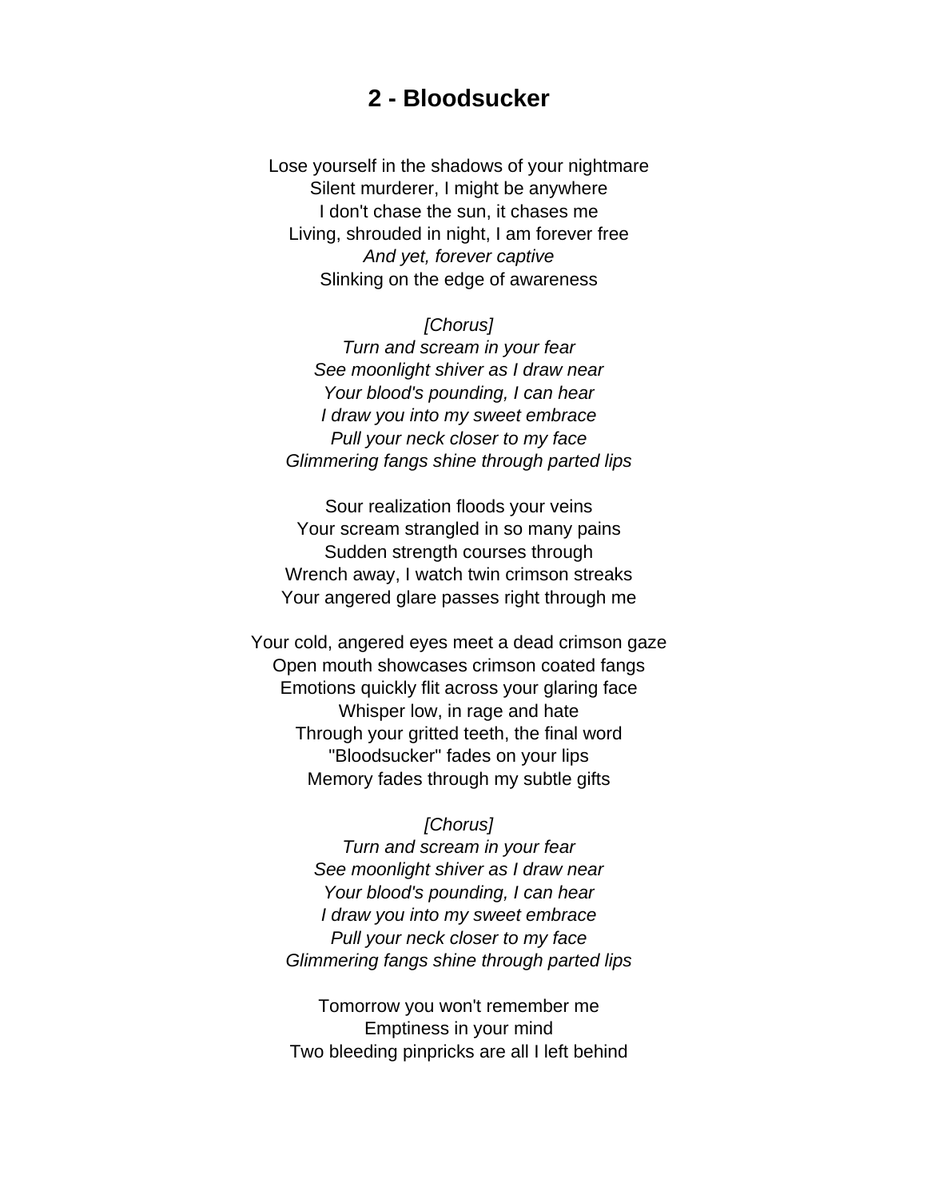## 2 - Bloodsucker

Lose yourself in the shadows of your nightmare
Silent murderer, I might be anywhere
I don't chase the sun, it chases me
Living, shrouded in night, I am forever free
*And yet, forever captive*
Slinking on the edge of awareness

*[Chorus]*
*Turn and scream in your fear*
*See moonlight shiver as I draw near*
*Your blood's pounding, I can hear*
*I draw you into my sweet embrace*
*Pull your neck closer to my face*
*Glimmering fangs shine through parted lips*

Sour realization floods your veins
Your scream strangled in so many pains
Sudden strength courses through
Wrench away, I watch twin crimson streaks
Your angered glare passes right through me

Your cold, angered eyes meet a dead crimson gaze
Open mouth showcases crimson coated fangs
Emotions quickly flit across your glaring face
Whisper low, in rage and hate
Through your gritted teeth, the final word
"Bloodsucker" fades on your lips
Memory fades through my subtle gifts

*[Chorus]*
*Turn and scream in your fear*
*See moonlight shiver as I draw near*
*Your blood's pounding, I can hear*
*I draw you into my sweet embrace*
*Pull your neck closer to my face*
*Glimmering fangs shine through parted lips*

Tomorrow you won't remember me
Emptiness in your mind
Two bleeding pinpricks are all I left behind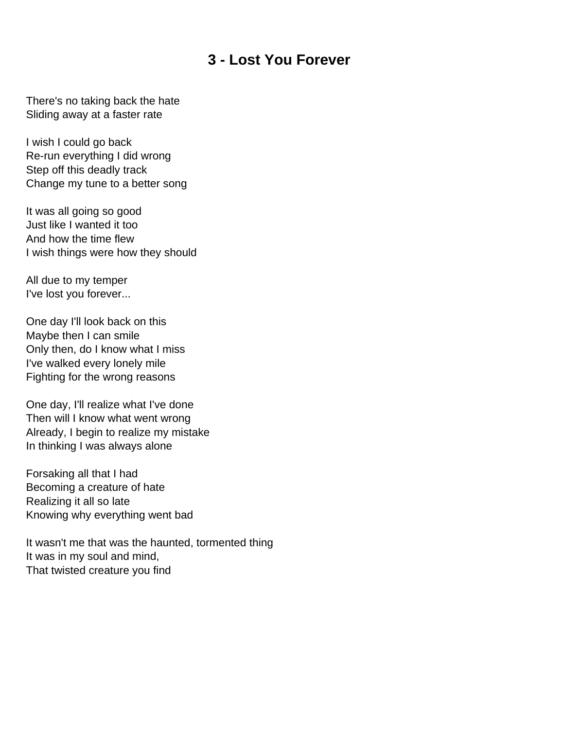# 3 - Lost You Forever

There's no taking back the hate
Sliding away at a faster rate

I wish I could go back
Re-run everything I did wrong
Step off this deadly track
Change my tune to a better song

It was all going so good
Just like I wanted it too
And how the time flew
I wish things were how they should

All due to my temper
I've lost you forever...

One day I'll look back on this
Maybe then I can smile
Only then, do I know what I miss
I've walked every lonely mile
Fighting for the wrong reasons

One day, I'll realize what I've done
Then will I know what went wrong
Already, I begin to realize my mistake
In thinking I was always alone

Forsaking all that I had
Becoming a creature of hate
Realizing it all so late
Knowing why everything went bad

It wasn't me that was the haunted, tormented thing
It was in my soul and mind,
That twisted creature you find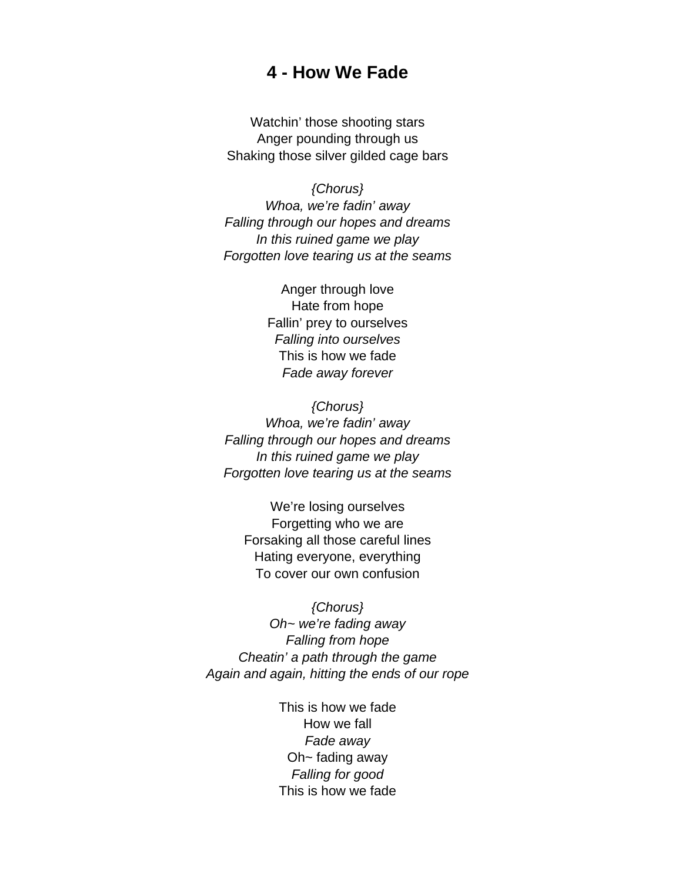## 4 - How We Fade

Watchin' those shooting stars
Anger pounding through us
Shaking those silver gilded cage bars

*{Chorus}*
*Whoa, we're fadin' away*
*Falling through our hopes and dreams*
*In this ruined game we play*
*Forgotten love tearing us at the seams*

Anger through love
Hate from hope
Fallin' prey to ourselves
*Falling into ourselves*
This is how we fade
*Fade away forever*

*{Chorus}*
*Whoa, we're fadin' away*
*Falling through our hopes and dreams*
*In this ruined game we play*
*Forgotten love tearing us at the seams*

We're losing ourselves
Forgetting who we are
Forsaking all those careful lines
Hating everyone, everything
To cover our own confusion

*{Chorus}*
*Oh~ we're fading away*
*Falling from hope*
*Cheatin' a path through the game*
*Again and again, hitting the ends of our rope*

This is how we fade
How we fall
*Fade away*
Oh~ fading away
*Falling for good*
This is how we fade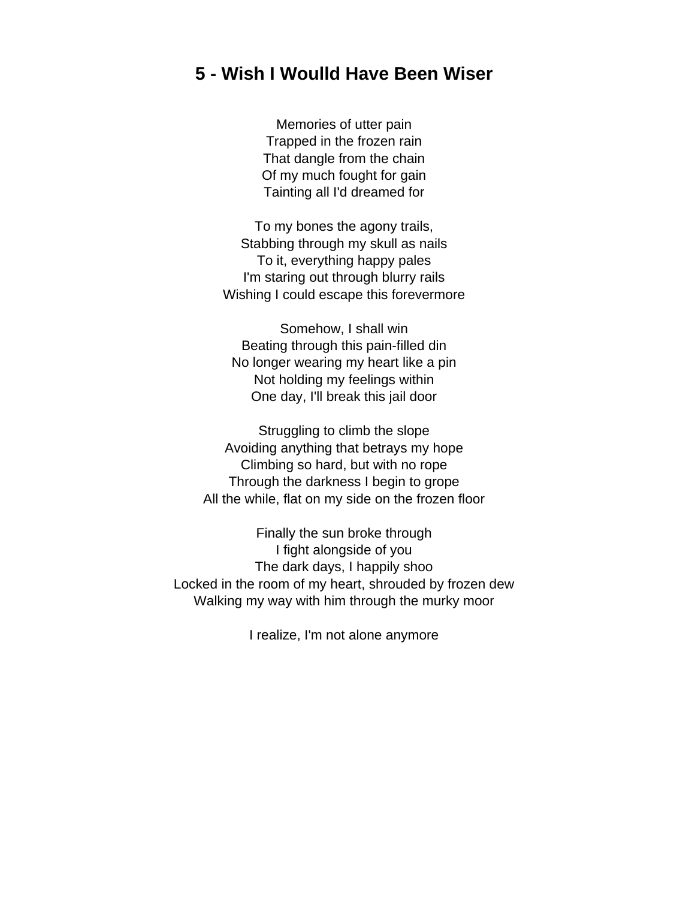# 5 - Wish I Woulld Have Been Wiser

Memories of utter pain  
Trapped in the frozen rain  
That dangle from the chain  
Of my much fought for gain  
Tainting all I'd dreamed for

To my bones the agony trails,  
Stabbing through my skull as nails  
To it, everything happy pales  
I'm staring out through blurry rails  
Wishing I could escape this forevermore

Somehow, I shall win  
Beating through this pain-filled din  
No longer wearing my heart like a pin  
Not holding my feelings within  
One day, I'll break this jail door

Struggling to climb the slope  
Avoiding anything that betrays my hope  
Climbing so hard, but with no rope  
Through the darkness I begin to grope  
All the while, flat on my side on the frozen floor

Finally the sun broke through  
I fight alongside of you  
The dark days, I happily shoo  
Locked in the room of my heart, shrouded by frozen dew  
Walking my way with him through the murky moor

I realize, I'm not alone anymore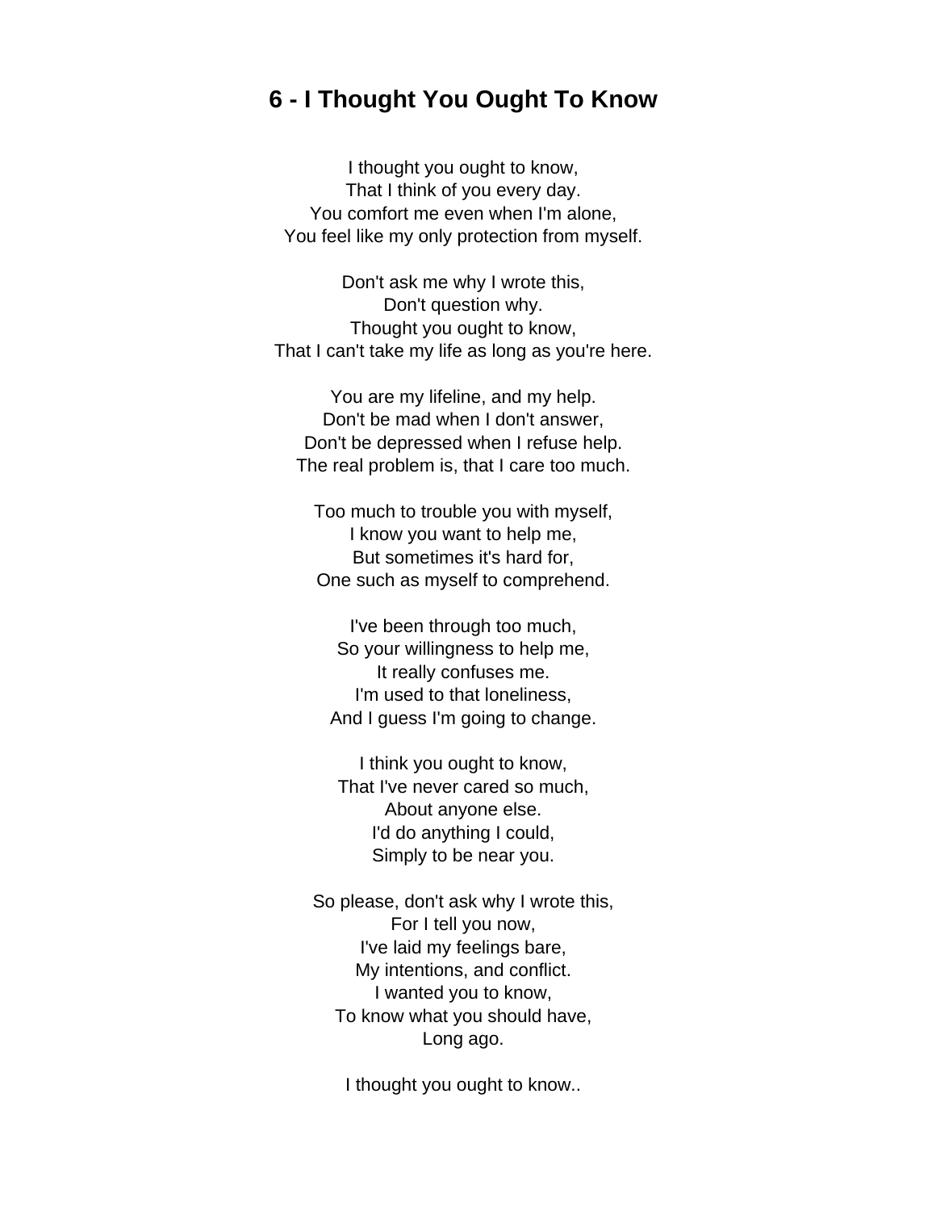## 6 - I Thought You Ought To Know

I thought you ought to know,
That I think of you every day.
You comfort me even when I'm alone,
You feel like my only protection from myself.

Don't ask me why I wrote this,
Don't question why.
Thought you ought to know,
That I can't take my life as long as you're here.

You are my lifeline, and my help.
Don't be mad when I don't answer,
Don't be depressed when I refuse help.
The real problem is, that I care too much.

Too much to trouble you with myself,
I know you want to help me,
But sometimes it's hard for,
One such as myself to comprehend.

I've been through too much,
So your willingness to help me,
It really confuses me.
I'm used to that loneliness,
And I guess I'm going to change.

I think you ought to know,
That I've never cared so much,
About anyone else.
I'd do anything I could,
Simply to be near you.

So please, don't ask why I wrote this,
For I tell you now,
I've laid my feelings bare,
My intentions, and conflict.
I wanted you to know,
To know what you should have,
Long ago.

I thought you ought to know..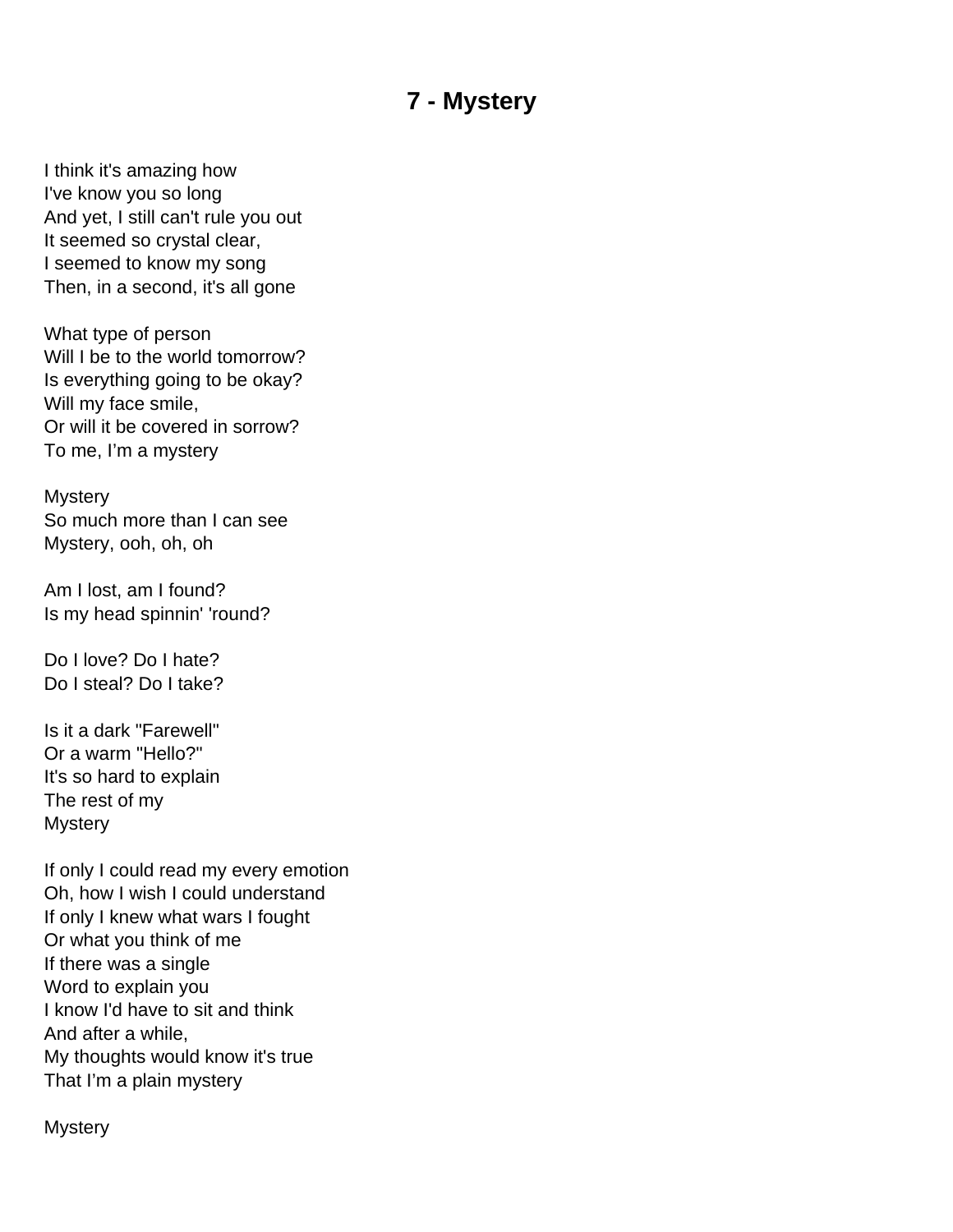# 7 - Mystery

I think it's amazing how
I've know you so long
And yet, I still can't rule you out
It seemed so crystal clear,
I seemed to know my song
Then, in a second, it's all gone

What type of person
Will I be to the world tomorrow?
Is everything going to be okay?
Will my face smile,
Or will it be covered in sorrow?
To me, I’m a mystery

Mystery
So much more than I can see
Mystery, ooh, oh, oh

Am I lost, am I found?
Is my head spinnin' 'round?

Do I love? Do I hate?
Do I steal? Do I take?

Is it a dark "Farewell"
Or a warm "Hello?"
It's so hard to explain
The rest of my
Mystery

If only I could read my every emotion
Oh, how I wish I could understand
If only I knew what wars I fought
Or what you think of me
If there was a single
Word to explain you
I know I'd have to sit and think
And after a while,
My thoughts would know it's true
That I’m a plain mystery

Mystery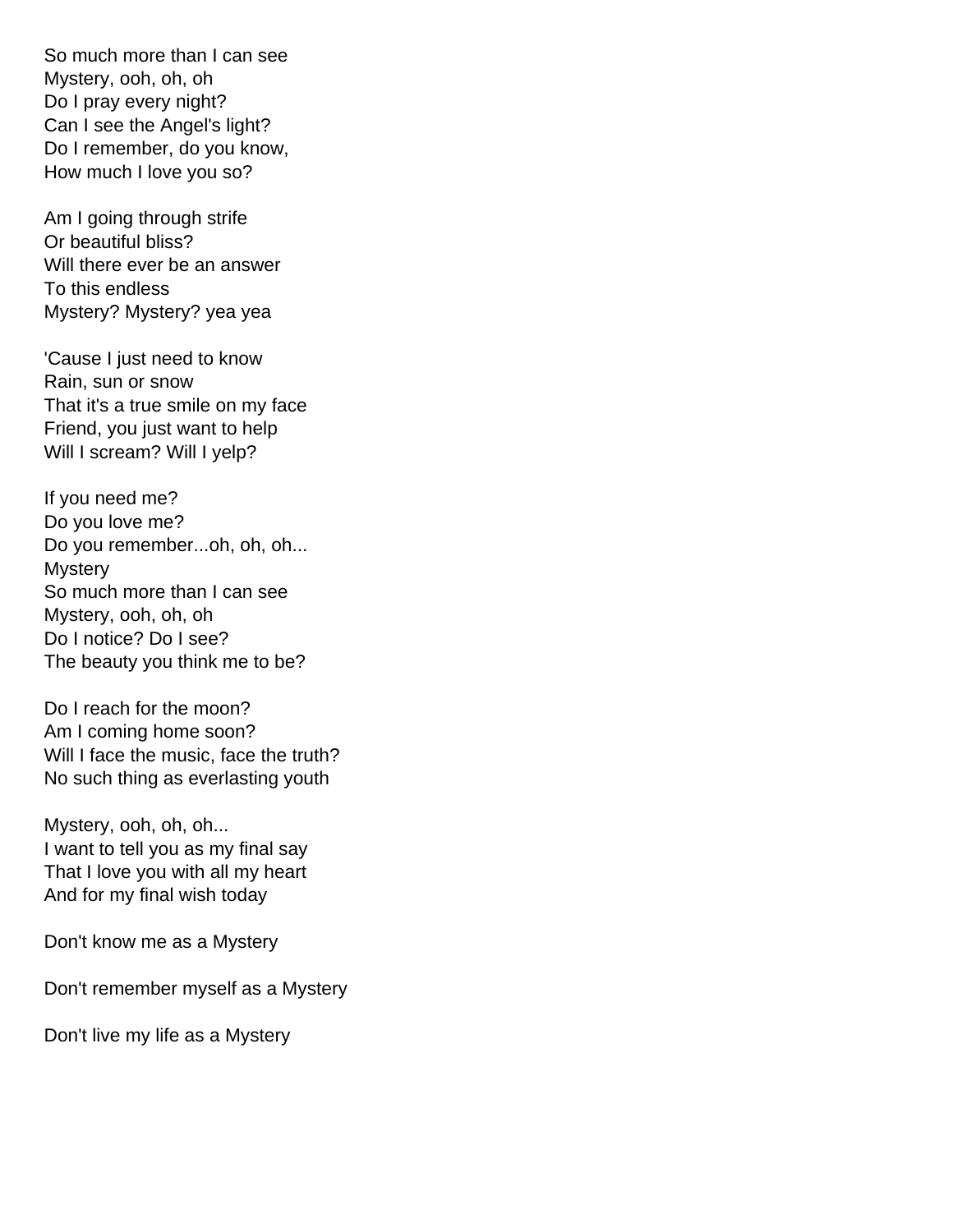So much more than I can see
Mystery, ooh, oh, oh
Do I pray every night?
Can I see the Angel's light?
Do I remember, do you know,
How much I love you so?

Am I going through strife
Or beautiful bliss?
Will there ever be an answer
To this endless
Mystery? Mystery? yea yea

'Cause I just need to know
Rain, sun or snow
That it's a true smile on my face
Friend, you just want to help
Will I scream? Will I yelp?

If you need me?
Do you love me?
Do you remember...oh, oh, oh...
Mystery
So much more than I can see
Mystery, ooh, oh, oh
Do I notice? Do I see?
The beauty you think me to be?

Do I reach for the moon?
Am I coming home soon?
Will I face the music, face the truth?
No such thing as everlasting youth

Mystery, ooh, oh, oh...
I want to tell you as my final say
That I love you with all my heart
And for my final wish today

Don't know me as a Mystery

Don't remember myself as a Mystery

Don't live my life as a Mystery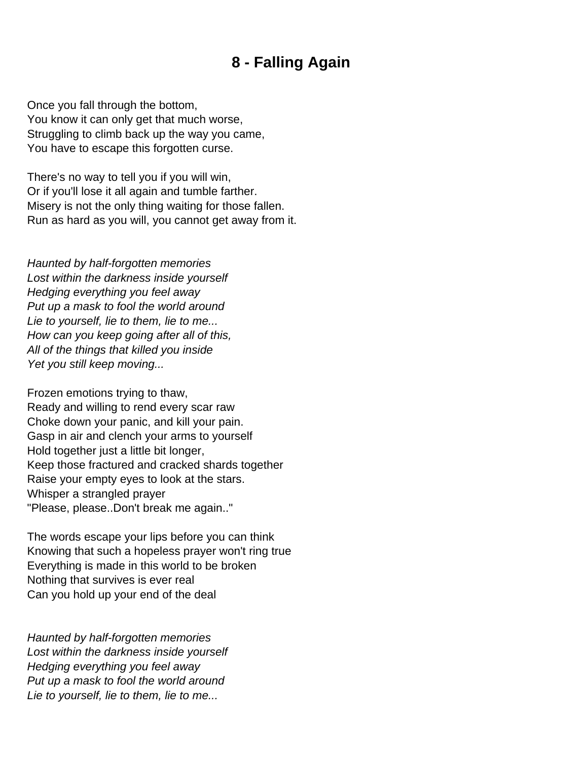# 8 - Falling Again

Once you fall through the bottom,
You know it can only get that much worse,
Struggling to climb back up the way you came,
You have to escape this forgotten curse.

There's no way to tell you if you will win,
Or if you'll lose it all again and tumble farther.
Misery is not the only thing waiting for those fallen.
Run as hard as you will, you cannot get away from it.

*Haunted by half-forgotten memories*
*Lost within the darkness inside yourself*
*Hedging everything you feel away*
*Put up a mask to fool the world around*
*Lie to yourself, lie to them, lie to me...*
*How can you keep going after all of this,*
*All of the things that killed you inside*
*Yet you still keep moving...*

Frozen emotions trying to thaw,
Ready and willing to rend every scar raw
Choke down your panic, and kill your pain.
Gasp in air and clench your arms to yourself
Hold together just a little bit longer,
Keep those fractured and cracked shards together
Raise your empty eyes to look at the stars.
Whisper a strangled prayer
"Please, please..Don't break me again.."

The words escape your lips before you can think
Knowing that such a hopeless prayer won't ring true
Everything is made in this world to be broken
Nothing that survives is ever real
Can you hold up your end of the deal

*Haunted by half-forgotten memories*
*Lost within the darkness inside yourself*
*Hedging everything you feel away*
*Put up a mask to fool the world around*
*Lie to yourself, lie to them, lie to me...*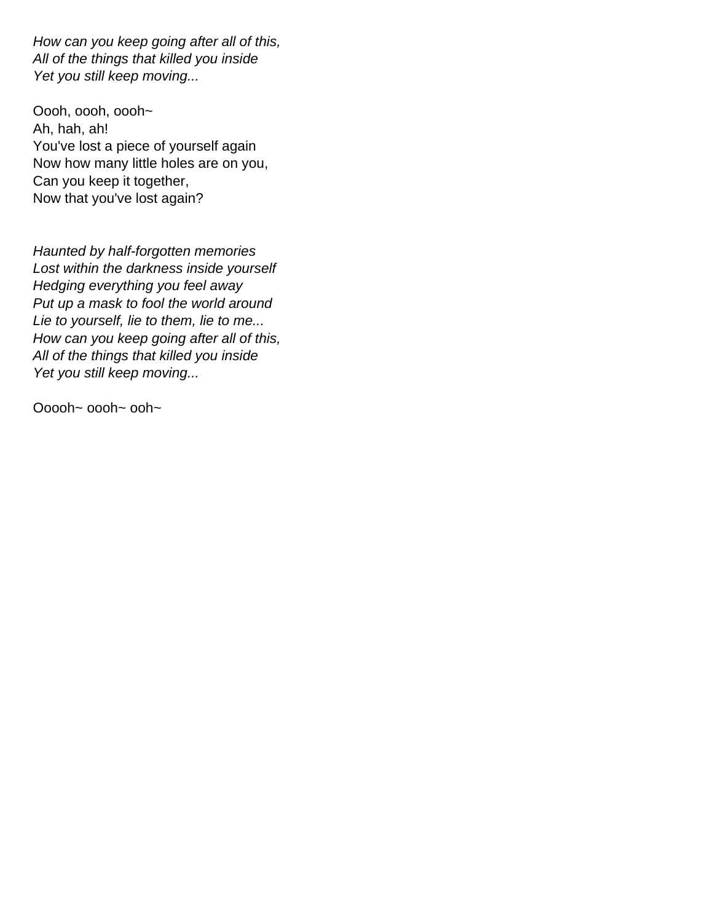*How can you keep going after all of this,*
*All of the things that killed you inside*
*Yet you still keep moving...*

Oooh, oooh, oooh~
Ah, hah, ah!
You've lost a piece of yourself again
Now how many little holes are on you,
Can you keep it together,
Now that you've lost again?

*Haunted by half-forgotten memories*
*Lost within the darkness inside yourself*
*Hedging everything you feel away*
*Put up a mask to fool the world around*
*Lie to yourself, lie to them, lie to me...*
*How can you keep going after all of this,*
*All of the things that killed you inside*
*Yet you still keep moving...*

Ooooh~ oooh~ ooh~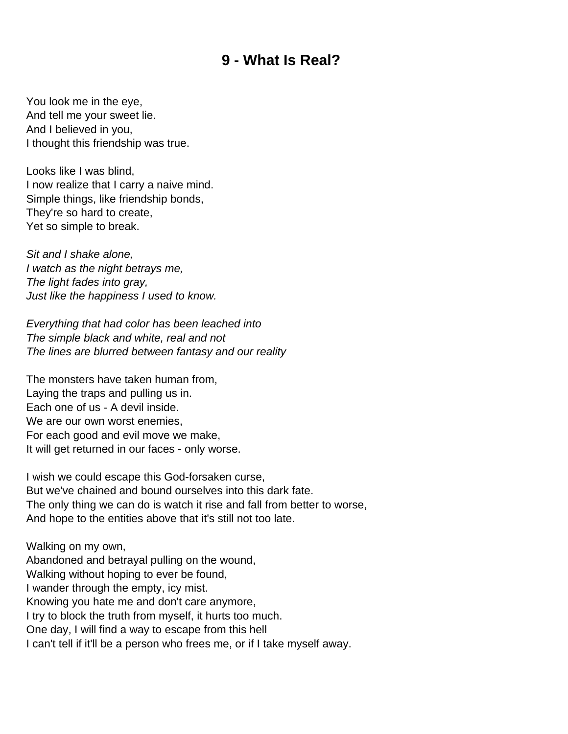# 9 - What Is Real?

You look me in the eye,
And tell me your sweet lie.
And I believed in you,
I thought this friendship was true.

Looks like I was blind,
I now realize that I carry a naive mind.
Simple things, like friendship bonds,
They're so hard to create,
Yet so simple to break.

*Sit and I shake alone,*
*I watch as the night betrays me,*
*The light fades into gray,*
*Just like the happiness I used to know.*

*Everything that had color has been leached into*
*The simple black and white, real and not*
*The lines are blurred between fantasy and our reality*

The monsters have taken human from,
Laying the traps and pulling us in.
Each one of us - A devil inside.
We are our own worst enemies,
For each good and evil move we make,
It will get returned in our faces - only worse.

I wish we could escape this God-forsaken curse,
But we've chained and bound ourselves into this dark fate.
The only thing we can do is watch it rise and fall from better to worse,
And hope to the entities above that it's still not too late.

Walking on my own,
Abandoned and betrayal pulling on the wound,
Walking without hoping to ever be found,
I wander through the empty, icy mist.
Knowing you hate me and don't care anymore,
I try to block the truth from myself, it hurts too much.
One day, I will find a way to escape from this hell
I can't tell if it'll be a person who frees me, or if I take myself away.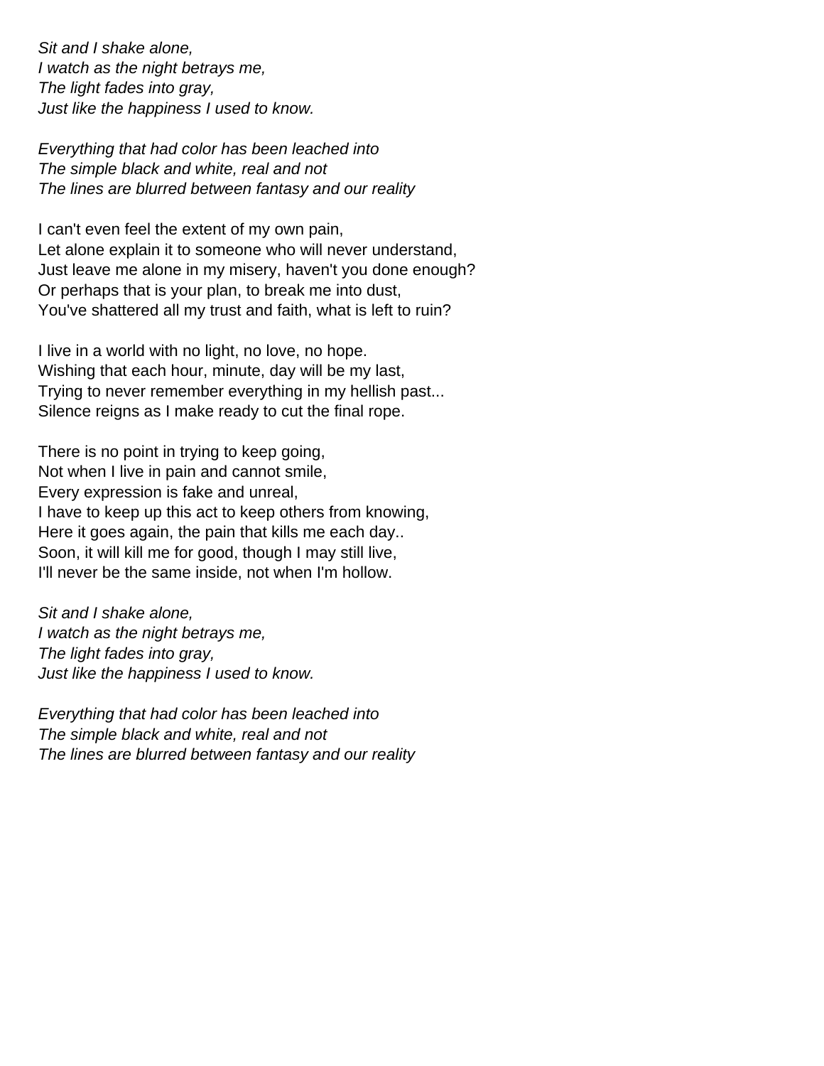*Sit and I shake alone,*
*I watch as the night betrays me,*
*The light fades into gray,*
*Just like the happiness I used to know.*

*Everything that had color has been leached into*
*The simple black and white, real and not*
*The lines are blurred between fantasy and our reality*

I can't even feel the extent of my own pain,
Let alone explain it to someone who will never understand,
Just leave me alone in my misery, haven't you done enough?
Or perhaps that is your plan, to break me into dust,
You've shattered all my trust and faith, what is left to ruin?

I live in a world with no light, no love, no hope.
Wishing that each hour, minute, day will be my last,
Trying to never remember everything in my hellish past...
Silence reigns as I make ready to cut the final rope.

There is no point in trying to keep going,
Not when I live in pain and cannot smile,
Every expression is fake and unreal,
I have to keep up this act to keep others from knowing,
Here it goes again, the pain that kills me each day..
Soon, it will kill me for good, though I may still live,
I'll never be the same inside, not when I'm hollow.

*Sit and I shake alone,*
*I watch as the night betrays me,*
*The light fades into gray,*
*Just like the happiness I used to know.*

*Everything that had color has been leached into*
*The simple black and white, real and not*
*The lines are blurred between fantasy and our reality*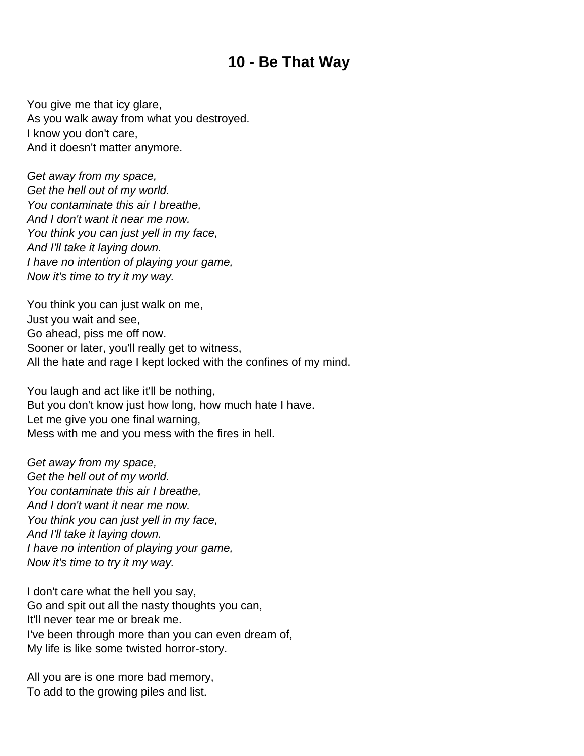# 10 - Be That Way

You give me that icy glare,
As you walk away from what you destroyed.
I know you don't care,
And it doesn't matter anymore.

*Get away from my space,*
*Get the hell out of my world.*
*You contaminate this air I breathe,*
*And I don't want it near me now.*
*You think you can just yell in my face,*
*And I'll take it laying down.*
*I have no intention of playing your game,*
*Now it's time to try it my way.*

You think you can just walk on me,
Just you wait and see,
Go ahead, piss me off now.
Sooner or later, you'll really get to witness,
All the hate and rage I kept locked with the confines of my mind.

You laugh and act like it'll be nothing,
But you don't know just how long, how much hate I have.
Let me give you one final warning,
Mess with me and you mess with the fires in hell.

*Get away from my space,*
*Get the hell out of my world.*
*You contaminate this air I breathe,*
*And I don't want it near me now.*
*You think you can just yell in my face,*
*And I'll take it laying down.*
*I have no intention of playing your game,*
*Now it's time to try it my way.*

I don't care what the hell you say,
Go and spit out all the nasty thoughts you can,
It'll never tear me or break me.
I've been through more than you can even dream of,
My life is like some twisted horror-story.

All you are is one more bad memory,
To add to the growing piles and list.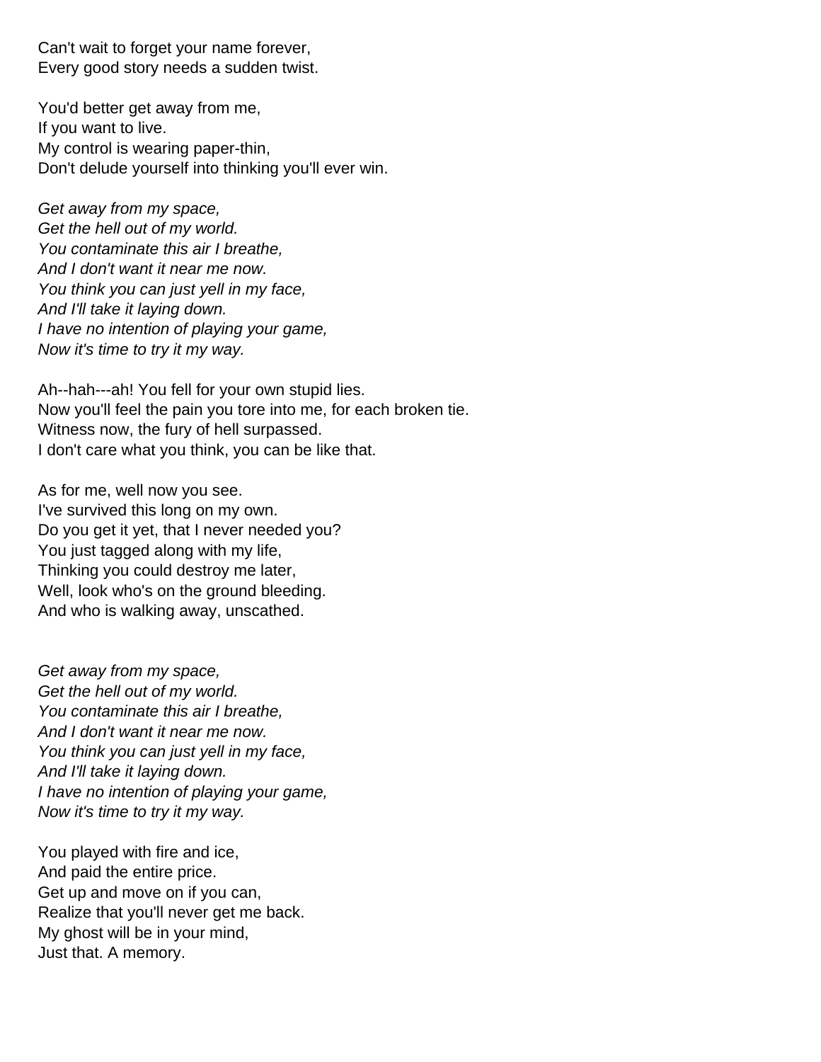Can't wait to forget your name forever,
Every good story needs a sudden twist.

You'd better get away from me,
If you want to live.
My control is wearing paper-thin,
Don't delude yourself into thinking you'll ever win.

*Get away from my space,*
*Get the hell out of my world.*
*You contaminate this air I breathe,*
*And I don't want it near me now.*
*You think you can just yell in my face,*
*And I'll take it laying down.*
*I have no intention of playing your game,*
*Now it's time to try it my way.*

Ah--hah---ah! You fell for your own stupid lies.
Now you'll feel the pain you tore into me, for each broken tie.
Witness now, the fury of hell surpassed.
I don't care what you think, you can be like that.

As for me, well now you see.
I've survived this long on my own.
Do you get it yet, that I never needed you?
You just tagged along with my life,
Thinking you could destroy me later,
Well, look who's on the ground bleeding.
And who is walking away, unscathed.

*Get away from my space,*
*Get the hell out of my world.*
*You contaminate this air I breathe,*
*And I don't want it near me now.*
*You think you can just yell in my face,*
*And I'll take it laying down.*
*I have no intention of playing your game,*
*Now it's time to try it my way.*

You played with fire and ice,
And paid the entire price.
Get up and move on if you can,
Realize that you'll never get me back.
My ghost will be in your mind,
Just that. A memory.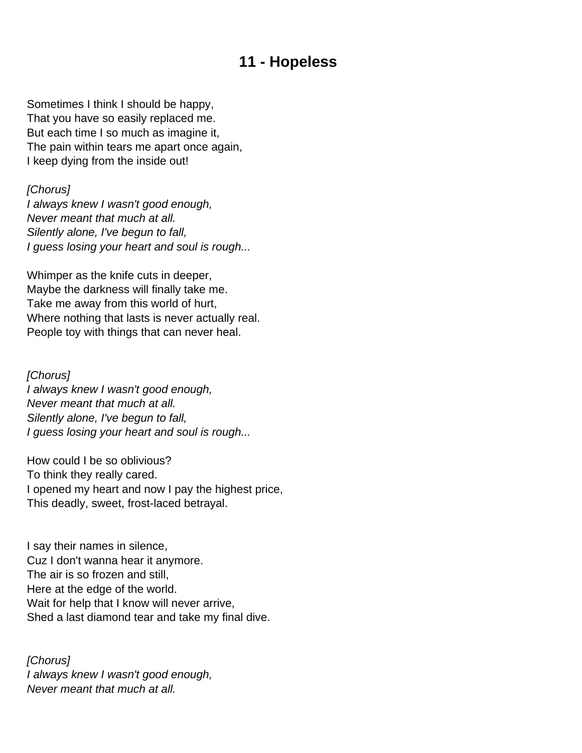# 11 - Hopeless

Sometimes I think I should be happy,
That you have so easily replaced me.
But each time I so much as imagine it,
The pain within tears me apart once again,
I keep dying from the inside out!

*[Chorus]*
*I always knew I wasn't good enough,*
*Never meant that much at all.*
*Silently alone, I've begun to fall,*
*I guess losing your heart and soul is rough...*

Whimper as the knife cuts in deeper,
Maybe the darkness will finally take me.
Take me away from this world of hurt,
Where nothing that lasts is never actually real.
People toy with things that can never heal.

*[Chorus]*
*I always knew I wasn't good enough,*
*Never meant that much at all.*
*Silently alone, I've begun to fall,*
*I guess losing your heart and soul is rough...*

How could I be so oblivious?
To think they really cared.
I opened my heart and now I pay the highest price,
This deadly, sweet, frost-laced betrayal.

I say their names in silence,
Cuz I don't wanna hear it anymore.
The air is so frozen and still,
Here at the edge of the world.
Wait for help that I know will never arrive,
Shed a last diamond tear and take my final dive.

*[Chorus]*
*I always knew I wasn't good enough,*
*Never meant that much at all.*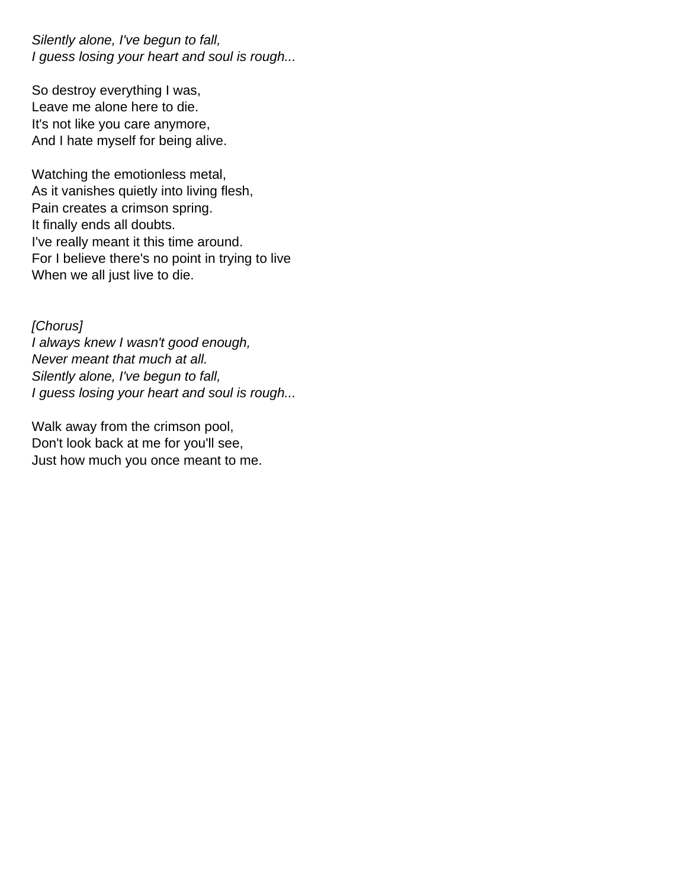*Silently alone, I've begun to fall,*
*I guess losing your heart and soul is rough...*

So destroy everything I was,
Leave me alone here to die.
It's not like you care anymore,
And I hate myself for being alive.

Watching the emotionless metal,
As it vanishes quietly into living flesh,
Pain creates a crimson spring.
It finally ends all doubts.
I've really meant it this time around.
For I believe there's no point in trying to live
When we all just live to die.

*[Chorus]*
*I always knew I wasn't good enough,*
*Never meant that much at all.*
*Silently alone, I've begun to fall,*
*I guess losing your heart and soul is rough...*

Walk away from the crimson pool,
Don't look back at me for you'll see,
Just how much you once meant to me.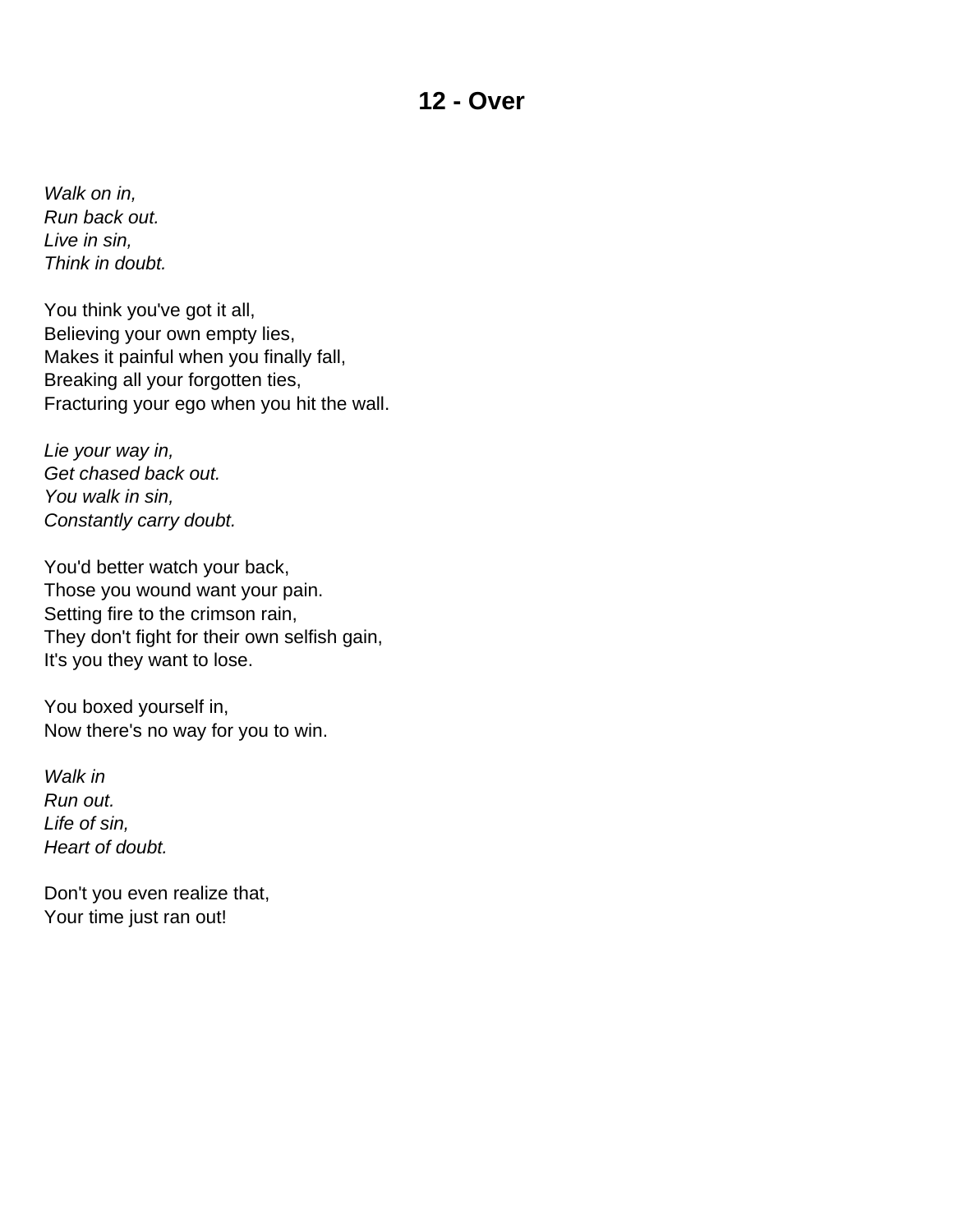## 12 - Over

*Walk on in,*
*Run back out.*
*Live in sin,*
*Think in doubt.*

You think you've got it all,
Believing your own empty lies,
Makes it painful when you finally fall,
Breaking all your forgotten ties,
Fracturing your ego when you hit the wall.

*Lie your way in,*
*Get chased back out.*
*You walk in sin,*
*Constantly carry doubt.*

You'd better watch your back,
Those you wound want your pain.
Setting fire to the crimson rain,
They don't fight for their own selfish gain,
It's you they want to lose.

You boxed yourself in,
Now there's no way for you to win.

*Walk in*
*Run out.*
*Life of sin,*
*Heart of doubt.*

Don't you even realize that,
Your time just ran out!